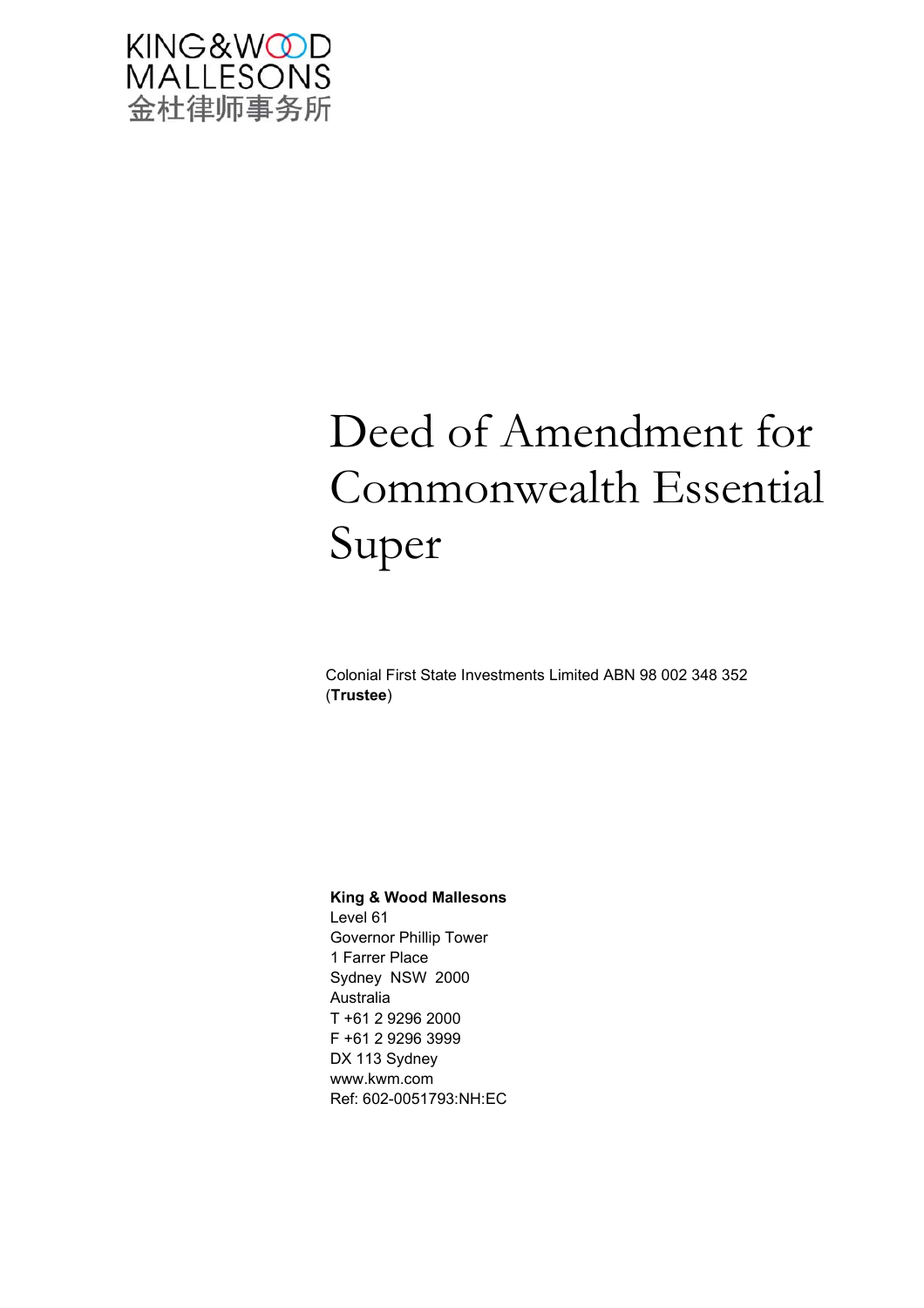KING&WOOD
MALLESONS
金杜律师事务所

# Deed of Amendment for Commonwealth Essential Super

Colonial First State Investments Limited ABN 98 002 348 352
(**Trustee**)

**King & Wood Mallesons**
Level 61
Governor Phillip Tower
1 Farrer Place
Sydney NSW 2000
Australia
T +61 2 9296 2000
F +61 2 9296 3999
DX 113 Sydney
www.kwm.com
Ref: 602-0051793:NH:EC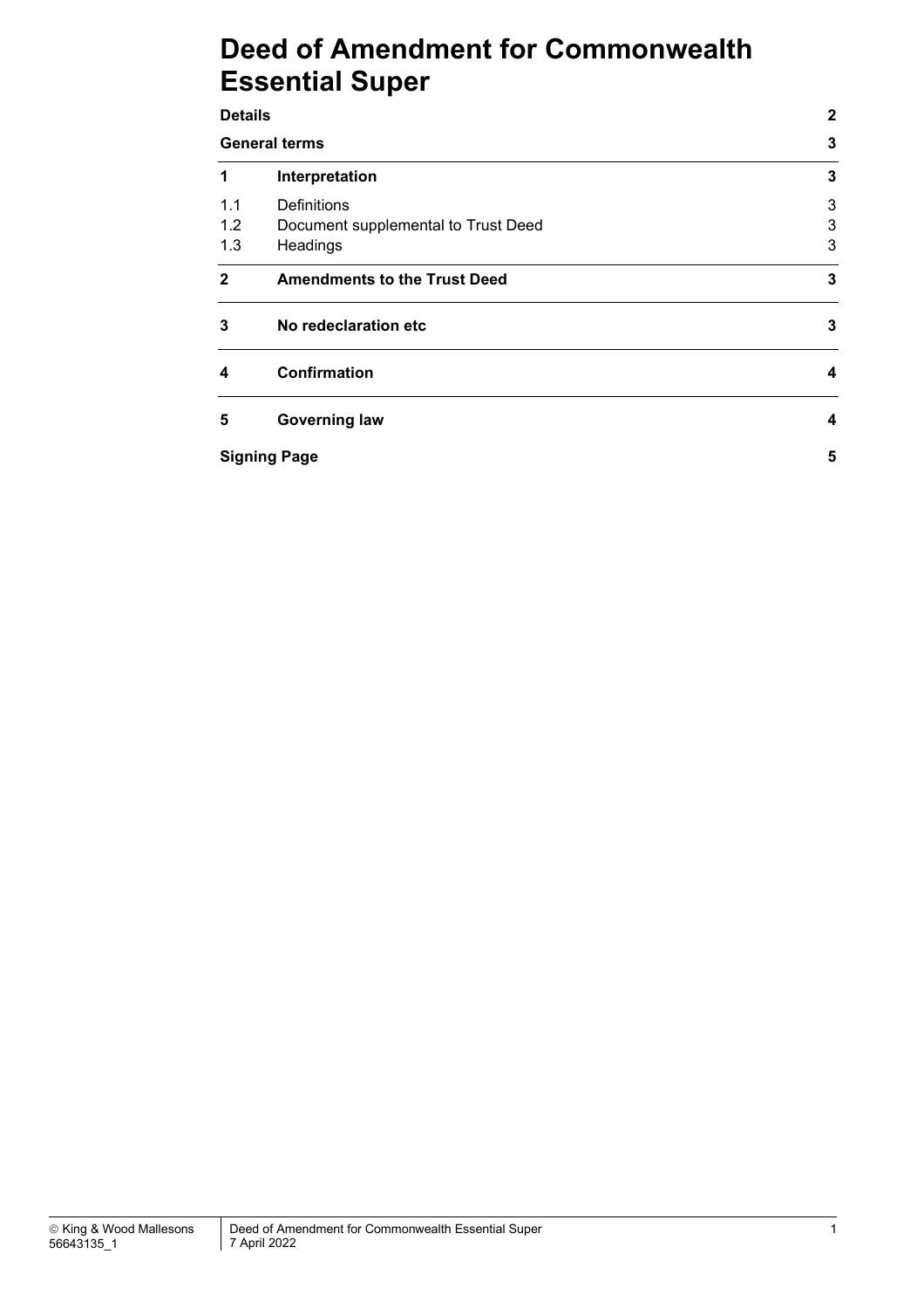# Deed of Amendment for Commonwealth Essential Super

| | | |
|---|---|---|
| **Details** | | **2** |
| **General terms** | | **3** |
| **1** | **Interpretation** | **3** |
| 1.1 | Definitions | 3 |
| 1.2 | Document supplemental to Trust Deed | 3 |
| 1.3 | Headings | 3 |
| **2** | **Amendments to the Trust Deed** | **3** |
| **3** | **No redeclaration etc** | **3** |
| **4** | **Confirmation** | **4** |
| **5** | **Governing law** | **4** |
| **Signing Page** | | **5** |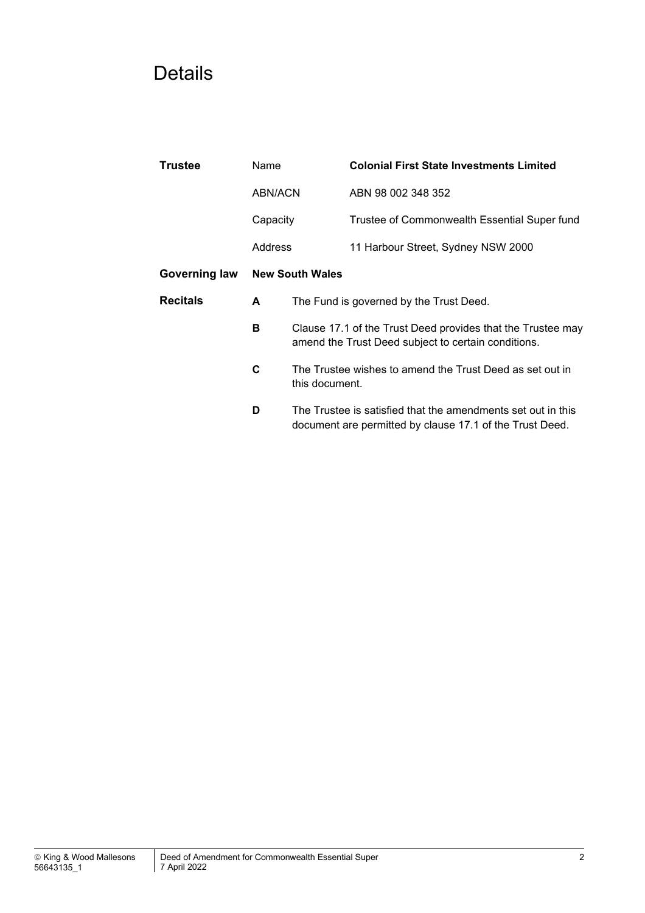# Details

| **Trustee** | Name | **Colonial First State Investments Limited** |
| --- | --- | --- |
| | ABN/ACN | ABN 98 002 348 352 |
| | Capacity | Trustee of Commonwealth Essential Super fund |
| | Address | 11 Harbour Street, Sydney NSW 2000 |
| **Governing law** | **New South Wales** | |

**Recitals**

**A** The Fund is governed by the Trust Deed.

**B** Clause 17.1 of the Trust Deed provides that the Trustee may amend the Trust Deed subject to certain conditions.

**C** The Trustee wishes to amend the Trust Deed as set out in this document.

**D** The Trustee is satisfied that the amendments set out in this document are permitted by clause 17.1 of the Trust Deed.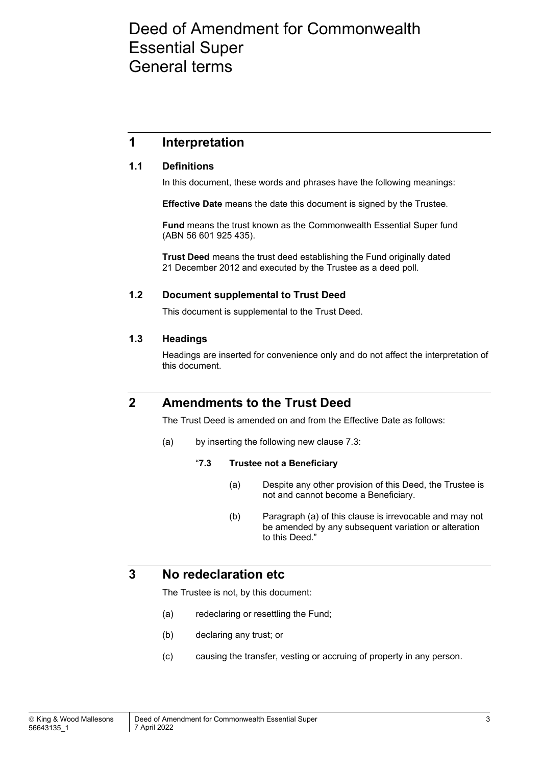# Deed of Amendment for Commonwealth Essential Super
# General terms

## 1 Interpretation

### 1.1 Definitions

In this document, these words and phrases have the following meanings:

**Effective Date** means the date this document is signed by the Trustee.

**Fund** means the trust known as the Commonwealth Essential Super fund (ABN 56 601 925 435).

**Trust Deed** means the trust deed establishing the Fund originally dated 21 December 2012 and executed by the Trustee as a deed poll.

### 1.2 Document supplemental to Trust Deed

This document is supplemental to the Trust Deed.

### 1.3 Headings

Headings are inserted for convenience only and do not affect the interpretation of this document.

## 2 Amendments to the Trust Deed

The Trust Deed is amended on and from the Effective Date as follows:

(a) by inserting the following new clause 7.3:

"**7.3 Trustee not a Beneficiary**

(a) Despite any other provision of this Deed, the Trustee is not and cannot become a Beneficiary.

(b) Paragraph (a) of this clause is irrevocable and may not be amended by any subsequent variation or alteration to this Deed."

## 3 No redeclaration etc

The Trustee is not, by this document:

(a) redeclaring or resettling the Fund;

(b) declaring any trust; or

(c) causing the transfer, vesting or accruing of property in any person.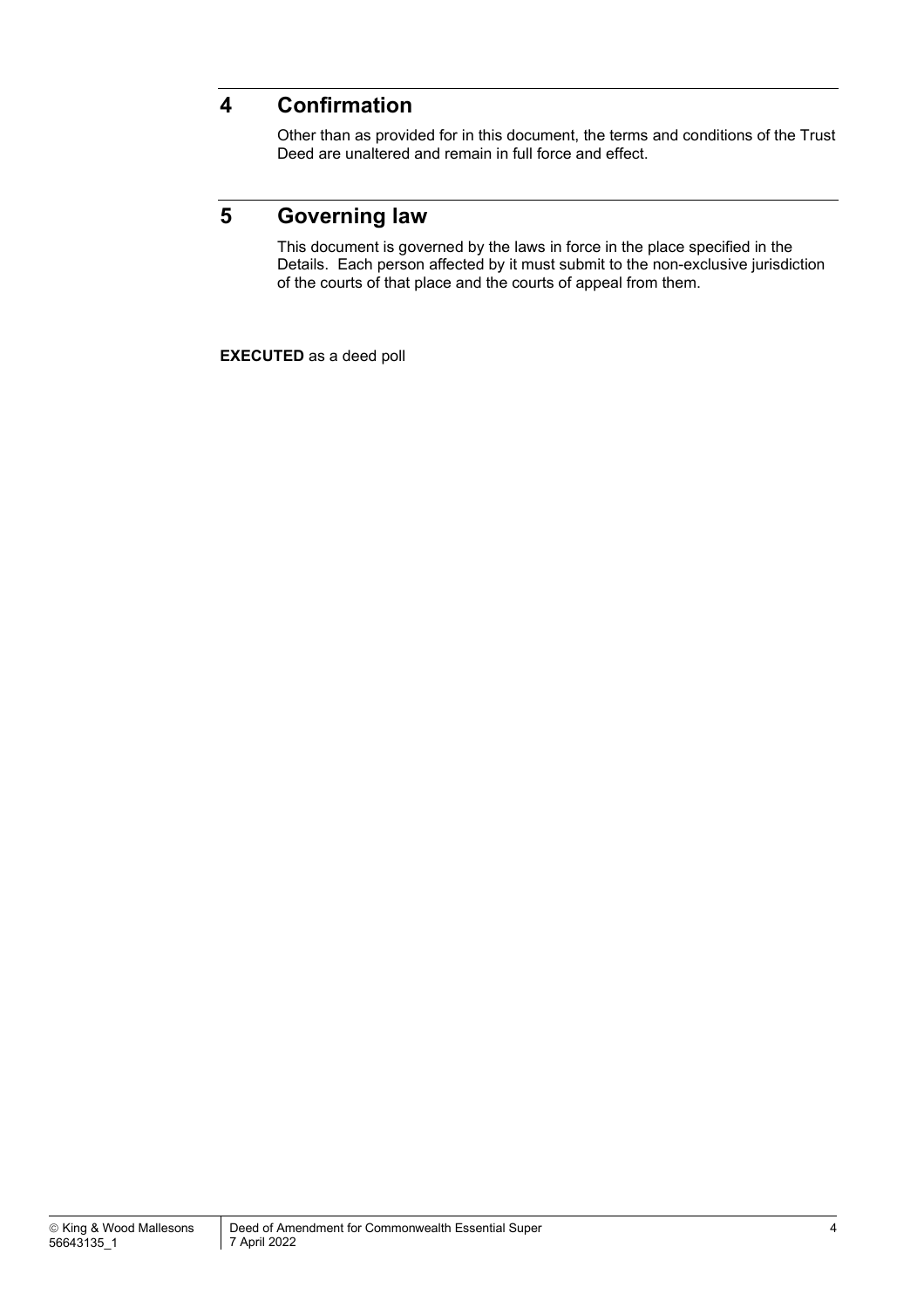## 4 Confirmation

Other than as provided for in this document, the terms and conditions of the Trust Deed are unaltered and remain in full force and effect.

## 5 Governing law

This document is governed by the laws in force in the place specified in the Details. Each person affected by it must submit to the non-exclusive jurisdiction of the courts of that place and the courts of appeal from them.

**EXECUTED** as a deed poll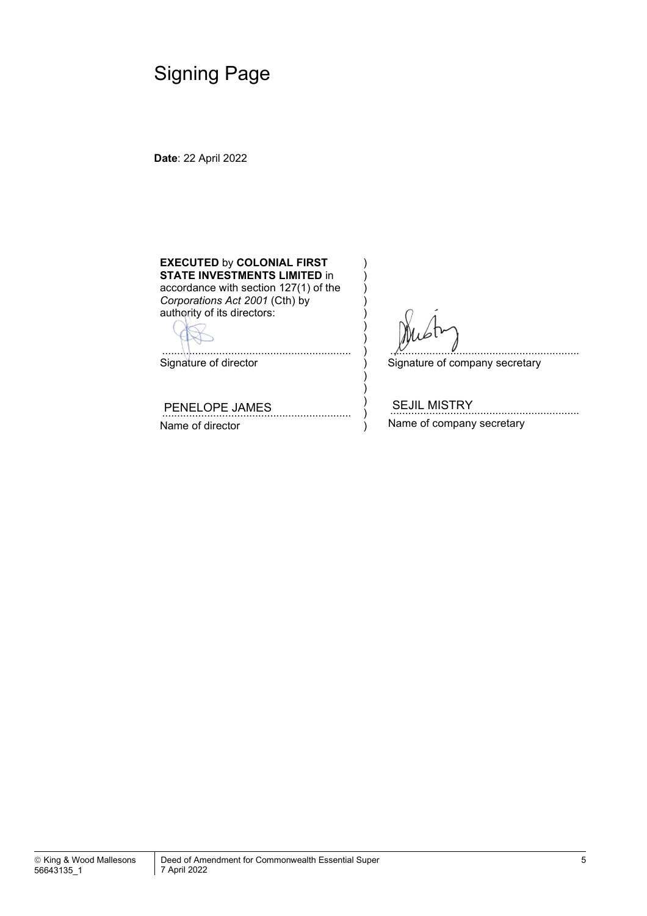# Signing Page

**Date**: 22 April 2022

**EXECUTED** by **COLONIAL FIRST STATE INVESTMENTS LIMITED** in accordance with section 127(1) of the *Corporations Act 2001* (Cth) by authority of its directors:

..............................................................
Signature of director

PENELOPE JAMES
..............................................................
Name of director

..............................................................
Signature of company secretary

SEJIL MISTRY
..............................................................
Name of company secretary